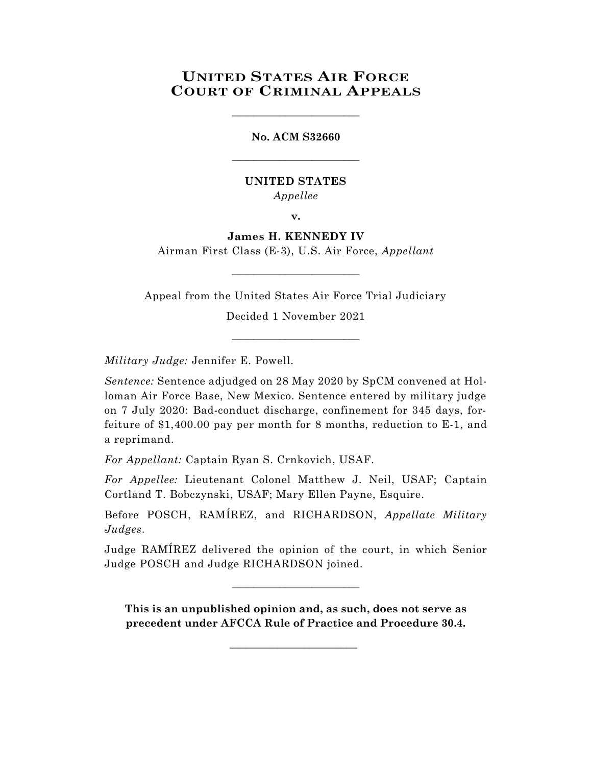# United States Air Force Court of Criminal Appeals

________________________

**No. ACM S32660**

________________________

**UNITED STATES**
*Appellee*

**v.**

**James H. KENNEDY IV**
Airman First Class (E-3), U.S. Air Force, *Appellant*

________________________

Appeal from the United States Air Force Trial Judiciary

Decided 1 November 2021

________________________

*Military Judge:* Jennifer E. Powell.

*Sentence:* Sentence adjudged on 28 May 2020 by SpCM convened at Holloman Air Force Base, New Mexico. Sentence entered by military judge on 7 July 2020: Bad-conduct discharge, confinement for 345 days, forfeiture of $1,400.00 pay per month for 8 months, reduction to E-1, and a reprimand.

*For Appellant:* Captain Ryan S. Crnkovich, USAF.

*For Appellee:* Lieutenant Colonel Matthew J. Neil, USAF; Captain Cortland T. Bobczynski, USAF; Mary Ellen Payne, Esquire.

Before POSCH, RAMÍREZ, and RICHARDSON, *Appellate Military Judges*.

Judge RAMÍREZ delivered the opinion of the court, in which Senior Judge POSCH and Judge RICHARDSON joined.

________________________

**This is an unpublished opinion and, as such, does not serve as precedent under AFCCA Rule of Practice and Procedure 30.4.**

________________________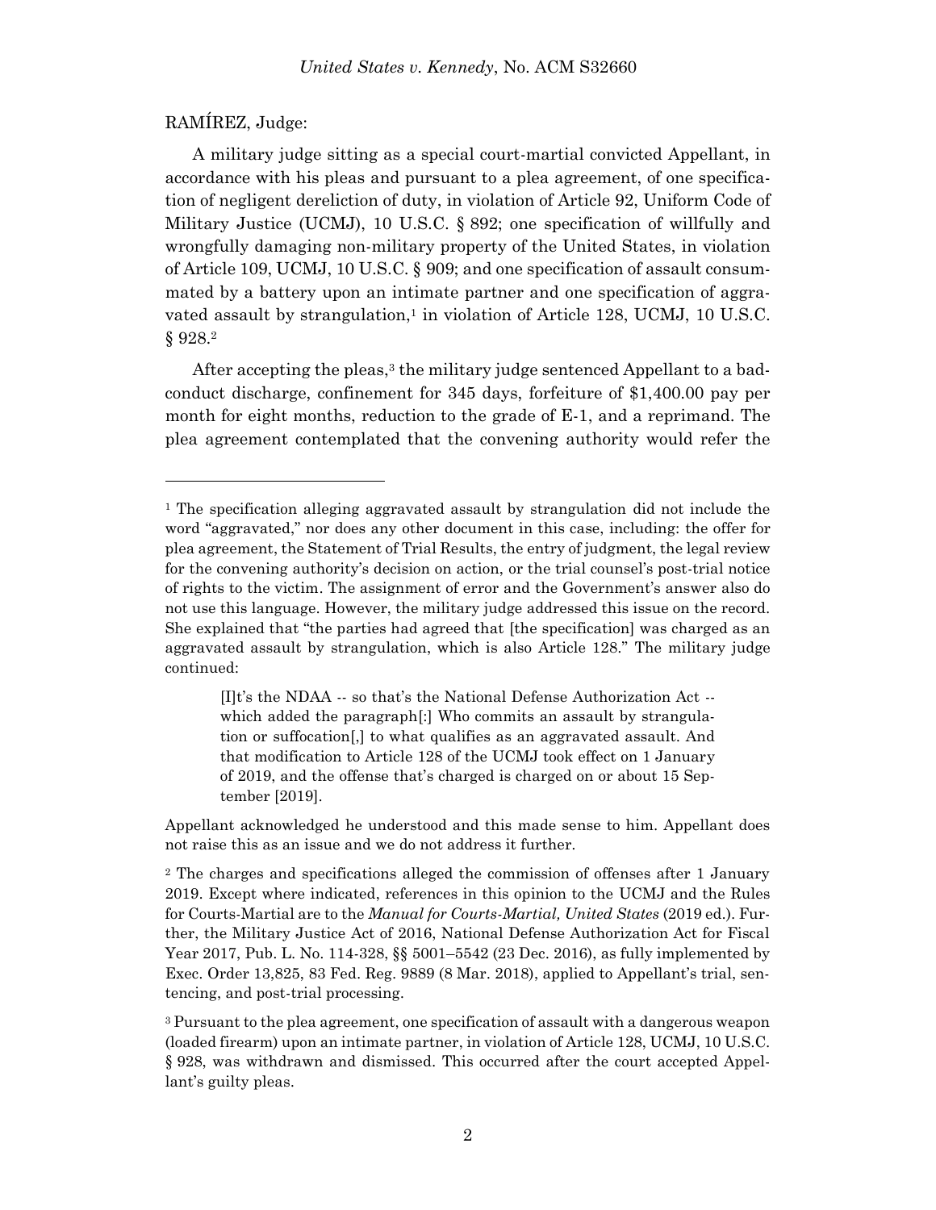RAMÍREZ, Judge:

A military judge sitting as a special court-martial convicted Appellant, in accordance with his pleas and pursuant to a plea agreement, of one specification of negligent dereliction of duty, in violation of Article 92, Uniform Code of Military Justice (UCMJ), 10 U.S.C. § 892; one specification of willfully and wrongfully damaging non-military property of the United States, in violation of Article 109, UCMJ, 10 U.S.C. § 909; and one specification of assault consummated by a battery upon an intimate partner and one specification of aggravated assault by strangulation,[1] in violation of Article 128, UCMJ, 10 U.S.C. § 928.[2]

After accepting the pleas,[3] the military judge sentenced Appellant to a bad-conduct discharge, confinement for 345 days, forfeiture of $1,400.00 pay per month for eight months, reduction to the grade of E-1, and a reprimand. The plea agreement contemplated that the convening authority would refer the

---

[1] The specification alleging aggravated assault by strangulation did not include the word "aggravated," nor does any other document in this case, including: the offer for plea agreement, the Statement of Trial Results, the entry of judgment, the legal review for the convening authority's decision on action, or the trial counsel's post-trial notice of rights to the victim. The assignment of error and the Government's answer also do not use this language. However, the military judge addressed this issue on the record. She explained that "the parties had agreed that [the specification] was charged as an aggravated assault by strangulation, which is also Article 128." The military judge continued:

> [I]t's the NDAA -- so that's the National Defense Authorization Act -- which added the paragraph[:] Who commits an assault by strangulation or suffocation[,] to what qualifies as an aggravated assault. And that modification to Article 128 of the UCMJ took effect on 1 January of 2019, and the offense that's charged is charged on or about 15 September [2019].

Appellant acknowledged he understood and this made sense to him. Appellant does not raise this as an issue and we do not address it further.

[2] The charges and specifications alleged the commission of offenses after 1 January 2019. Except where indicated, references in this opinion to the UCMJ and the Rules for Courts-Martial are to the *Manual for Courts-Martial, United States* (2019 ed.). Further, the Military Justice Act of 2016, National Defense Authorization Act for Fiscal Year 2017, Pub. L. No. 114-328, §§ 5001–5542 (23 Dec. 2016), as fully implemented by Exec. Order 13,825, 83 Fed. Reg. 9889 (8 Mar. 2018), applied to Appellant's trial, sentencing, and post-trial processing.

[3] Pursuant to the plea agreement, one specification of assault with a dangerous weapon (loaded firearm) upon an intimate partner, in violation of Article 128, UCMJ, 10 U.S.C. § 928, was withdrawn and dismissed. This occurred after the court accepted Appellant's guilty pleas.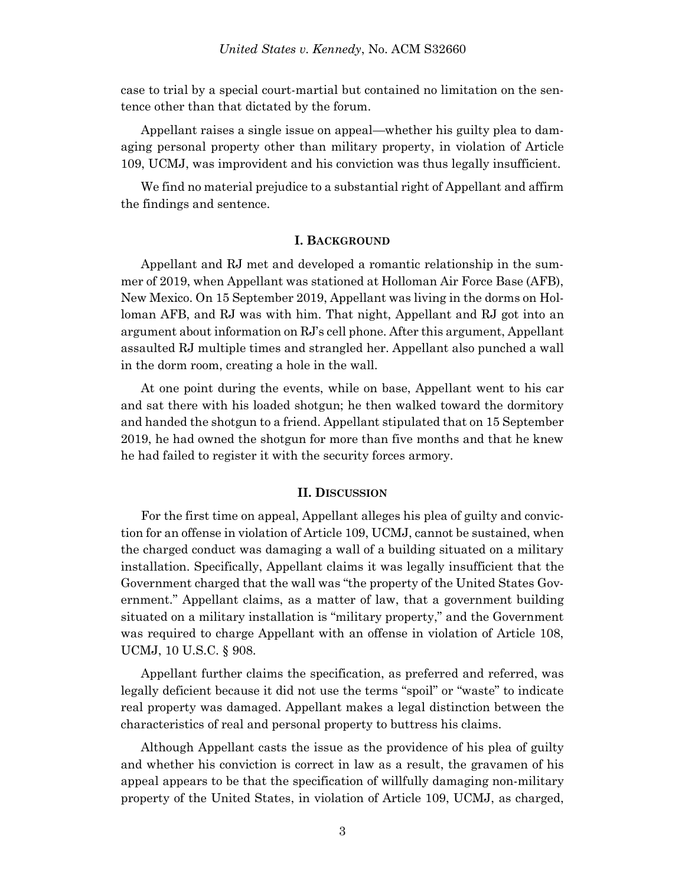case to trial by a special court-martial but contained no limitation on the sentence other than that dictated by the forum.

Appellant raises a single issue on appeal—whether his guilty plea to damaging personal property other than military property, in violation of Article 109, UCMJ, was improvident and his conviction was thus legally insufficient.

We find no material prejudice to a substantial right of Appellant and affirm the findings and sentence.

## I. BACKGROUND

Appellant and RJ met and developed a romantic relationship in the summer of 2019, when Appellant was stationed at Holloman Air Force Base (AFB), New Mexico. On 15 September 2019, Appellant was living in the dorms on Holloman AFB, and RJ was with him. That night, Appellant and RJ got into an argument about information on RJ's cell phone. After this argument, Appellant assaulted RJ multiple times and strangled her. Appellant also punched a wall in the dorm room, creating a hole in the wall.

At one point during the events, while on base, Appellant went to his car and sat there with his loaded shotgun; he then walked toward the dormitory and handed the shotgun to a friend. Appellant stipulated that on 15 September 2019, he had owned the shotgun for more than five months and that he knew he had failed to register it with the security forces armory.

## II. DISCUSSION

For the first time on appeal, Appellant alleges his plea of guilty and conviction for an offense in violation of Article 109, UCMJ, cannot be sustained, when the charged conduct was damaging a wall of a building situated on a military installation. Specifically, Appellant claims it was legally insufficient that the Government charged that the wall was "the property of the United States Government." Appellant claims, as a matter of law, that a government building situated on a military installation is "military property," and the Government was required to charge Appellant with an offense in violation of Article 108, UCMJ, 10 U.S.C. § 908.

Appellant further claims the specification, as preferred and referred, was legally deficient because it did not use the terms "spoil" or "waste" to indicate real property was damaged. Appellant makes a legal distinction between the characteristics of real and personal property to buttress his claims.

Although Appellant casts the issue as the providence of his plea of guilty and whether his conviction is correct in law as a result, the gravamen of his appeal appears to be that the specification of willfully damaging non-military property of the United States, in violation of Article 109, UCMJ, as charged,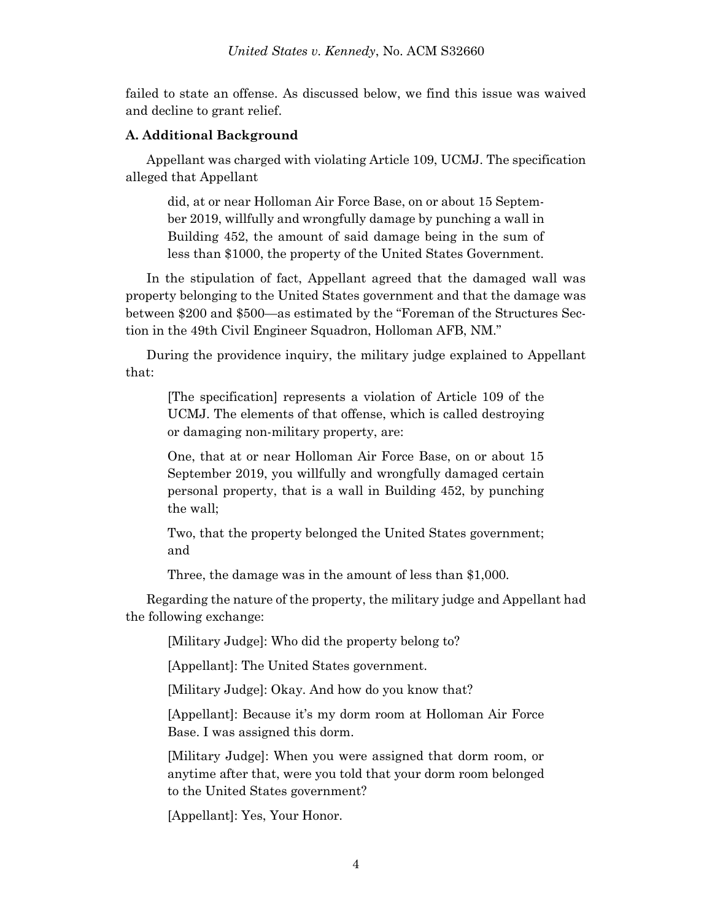failed to state an offense. As discussed below, we find this issue was waived and decline to grant relief.

### A. Additional Background

Appellant was charged with violating Article 109, UCMJ. The specification alleged that Appellant

> did, at or near Holloman Air Force Base, on or about 15 September 2019, willfully and wrongfully damage by punching a wall in Building 452, the amount of said damage being in the sum of less than $1000, the property of the United States Government.

In the stipulation of fact, Appellant agreed that the damaged wall was property belonging to the United States government and that the damage was between $200 and $500—as estimated by the "Foreman of the Structures Section in the 49th Civil Engineer Squadron, Holloman AFB, NM."

During the providence inquiry, the military judge explained to Appellant that:

> [The specification] represents a violation of Article 109 of the UCMJ. The elements of that offense, which is called destroying or damaging non-military property, are:
>
> One, that at or near Holloman Air Force Base, on or about 15 September 2019, you willfully and wrongfully damaged certain personal property, that is a wall in Building 452, by punching the wall;
>
> Two, that the property belonged the United States government; and
>
> Three, the damage was in the amount of less than $1,000.

Regarding the nature of the property, the military judge and Appellant had the following exchange:

> [Military Judge]: Who did the property belong to?
>
> [Appellant]: The United States government.
>
> [Military Judge]: Okay. And how do you know that?
>
> [Appellant]: Because it's my dorm room at Holloman Air Force Base. I was assigned this dorm.
>
> [Military Judge]: When you were assigned that dorm room, or anytime after that, were you told that your dorm room belonged to the United States government?
>
> [Appellant]: Yes, Your Honor.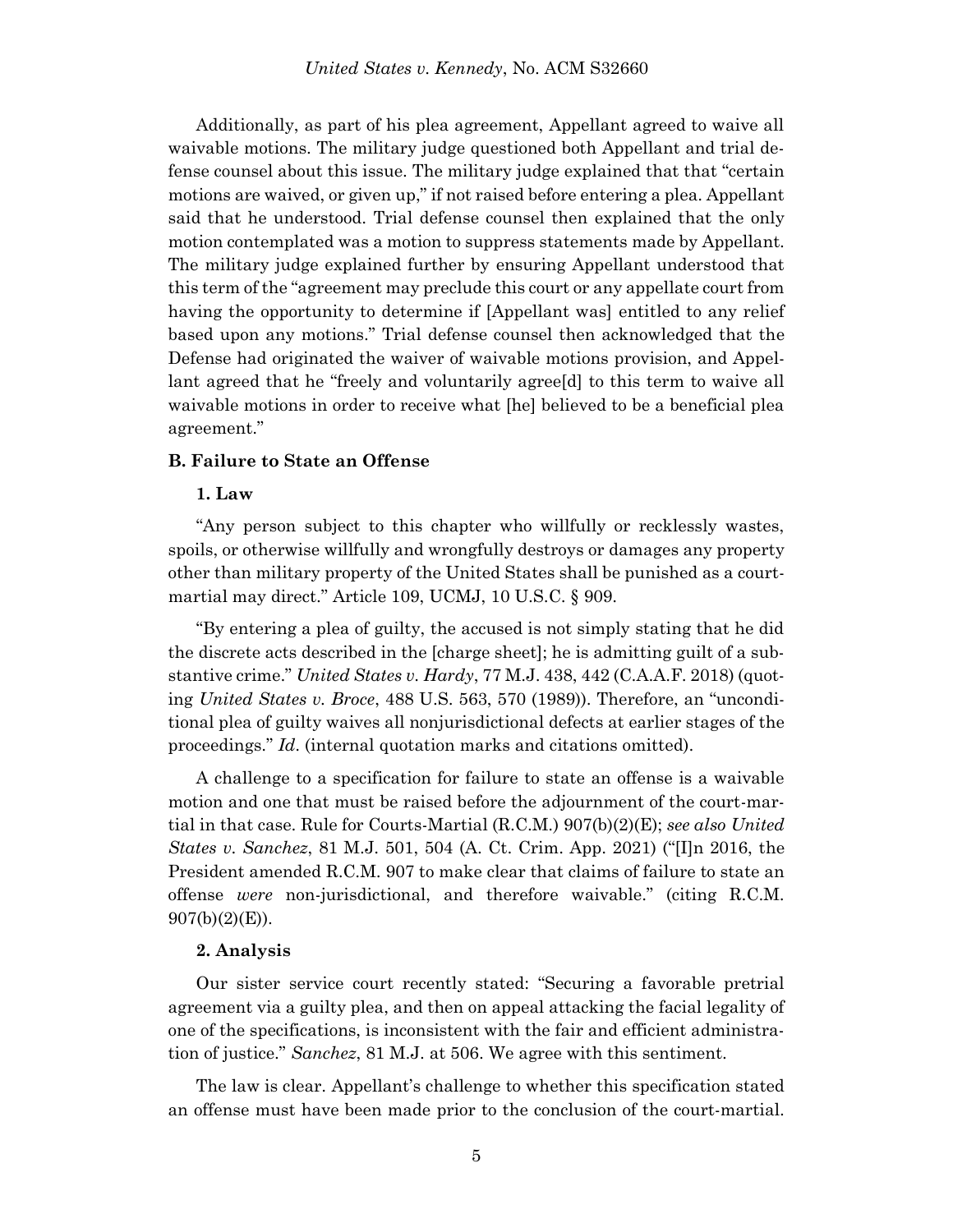Additionally, as part of his plea agreement, Appellant agreed to waive all waivable motions. The military judge questioned both Appellant and trial defense counsel about this issue. The military judge explained that that "certain motions are waived, or given up," if not raised before entering a plea. Appellant said that he understood. Trial defense counsel then explained that the only motion contemplated was a motion to suppress statements made by Appellant. The military judge explained further by ensuring Appellant understood that this term of the "agreement may preclude this court or any appellate court from having the opportunity to determine if [Appellant was] entitled to any relief based upon any motions." Trial defense counsel then acknowledged that the Defense had originated the waiver of waivable motions provision, and Appellant agreed that he "freely and voluntarily agree[d] to this term to waive all waivable motions in order to receive what [he] believed to be a beneficial plea agreement."

### B. Failure to State an Offense

#### 1. Law

"Any person subject to this chapter who willfully or recklessly wastes, spoils, or otherwise willfully and wrongfully destroys or damages any property other than military property of the United States shall be punished as a court-martial may direct." Article 109, UCMJ, 10 U.S.C. § 909.

"By entering a plea of guilty, the accused is not simply stating that he did the discrete acts described in the [charge sheet]; he is admitting guilt of a substantive crime." *United States v. Hardy*, 77 M.J. 438, 442 (C.A.A.F. 2018) (quoting *United States v. Broce*, 488 U.S. 563, 570 (1989)). Therefore, an "unconditional plea of guilty waives all nonjurisdictional defects at earlier stages of the proceedings." *Id*. (internal quotation marks and citations omitted).

A challenge to a specification for failure to state an offense is a waivable motion and one that must be raised before the adjournment of the court-martial in that case. Rule for Courts-Martial (R.C.M.) 907(b)(2)(E); *see also United States v. Sanchez*, 81 M.J. 501, 504 (A. Ct. Crim. App. 2021) ("[I]n 2016, the President amended R.C.M. 907 to make clear that claims of failure to state an offense *were* non-jurisdictional, and therefore waivable." (citing R.C.M. 907(b)(2)(E)).

#### 2. Analysis

Our sister service court recently stated: "Securing a favorable pretrial agreement via a guilty plea, and then on appeal attacking the facial legality of one of the specifications, is inconsistent with the fair and efficient administration of justice." *Sanchez*, 81 M.J. at 506. We agree with this sentiment.

The law is clear. Appellant's challenge to whether this specification stated an offense must have been made prior to the conclusion of the court-martial.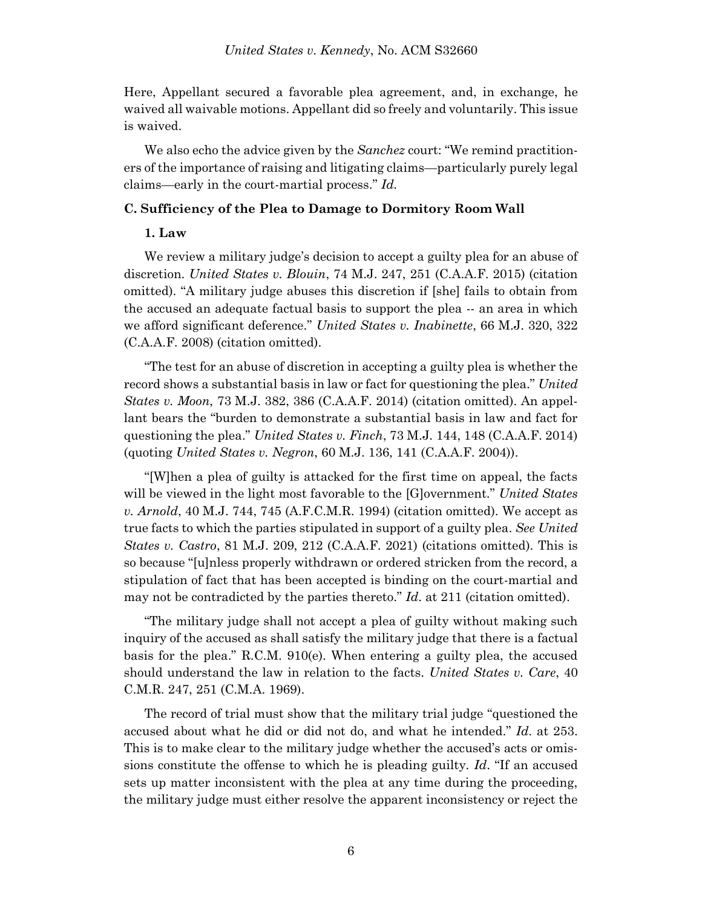Here, Appellant secured a favorable plea agreement, and, in exchange, he waived all waivable motions. Appellant did so freely and voluntarily. This issue is waived.

We also echo the advice given by the *Sanchez* court: "We remind practitioners of the importance of raising and litigating claims—particularly purely legal claims—early in the court-martial process." *Id.*

### C. Sufficiency of the Plea to Damage to Dormitory Room Wall

#### 1. Law

We review a military judge's decision to accept a guilty plea for an abuse of discretion. *United States v. Blouin*, 74 M.J. 247, 251 (C.A.A.F. 2015) (citation omitted). "A military judge abuses this discretion if [she] fails to obtain from the accused an adequate factual basis to support the plea -- an area in which we afford significant deference." *United States v. Inabinette*, 66 M.J. 320, 322 (C.A.A.F. 2008) (citation omitted).

"The test for an abuse of discretion in accepting a guilty plea is whether the record shows a substantial basis in law or fact for questioning the plea." *United States v. Moon*, 73 M.J. 382, 386 (C.A.A.F. 2014) (citation omitted). An appellant bears the "burden to demonstrate a substantial basis in law and fact for questioning the plea." *United States v. Finch*, 73 M.J. 144, 148 (C.A.A.F. 2014) (quoting *United States v. Negron*, 60 M.J. 136, 141 (C.A.A.F. 2004)).

"[W]hen a plea of guilty is attacked for the first time on appeal, the facts will be viewed in the light most favorable to the [G]overnment." *United States v. Arnold*, 40 M.J. 744, 745 (A.F.C.M.R. 1994) (citation omitted). We accept as true facts to which the parties stipulated in support of a guilty plea. *See United States v. Castro*, 81 M.J. 209, 212 (C.A.A.F. 2021) (citations omitted). This is so because "[u]nless properly withdrawn or ordered stricken from the record, a stipulation of fact that has been accepted is binding on the court-martial and may not be contradicted by the parties thereto." *Id*. at 211 (citation omitted).

"The military judge shall not accept a plea of guilty without making such inquiry of the accused as shall satisfy the military judge that there is a factual basis for the plea." R.C.M. 910(e). When entering a guilty plea, the accused should understand the law in relation to the facts. *United States v. Care*, 40 C.M.R. 247, 251 (C.M.A. 1969).

The record of trial must show that the military trial judge "questioned the accused about what he did or did not do, and what he intended." *Id*. at 253. This is to make clear to the military judge whether the accused's acts or omissions constitute the offense to which he is pleading guilty. *Id*. "If an accused sets up matter inconsistent with the plea at any time during the proceeding, the military judge must either resolve the apparent inconsistency or reject the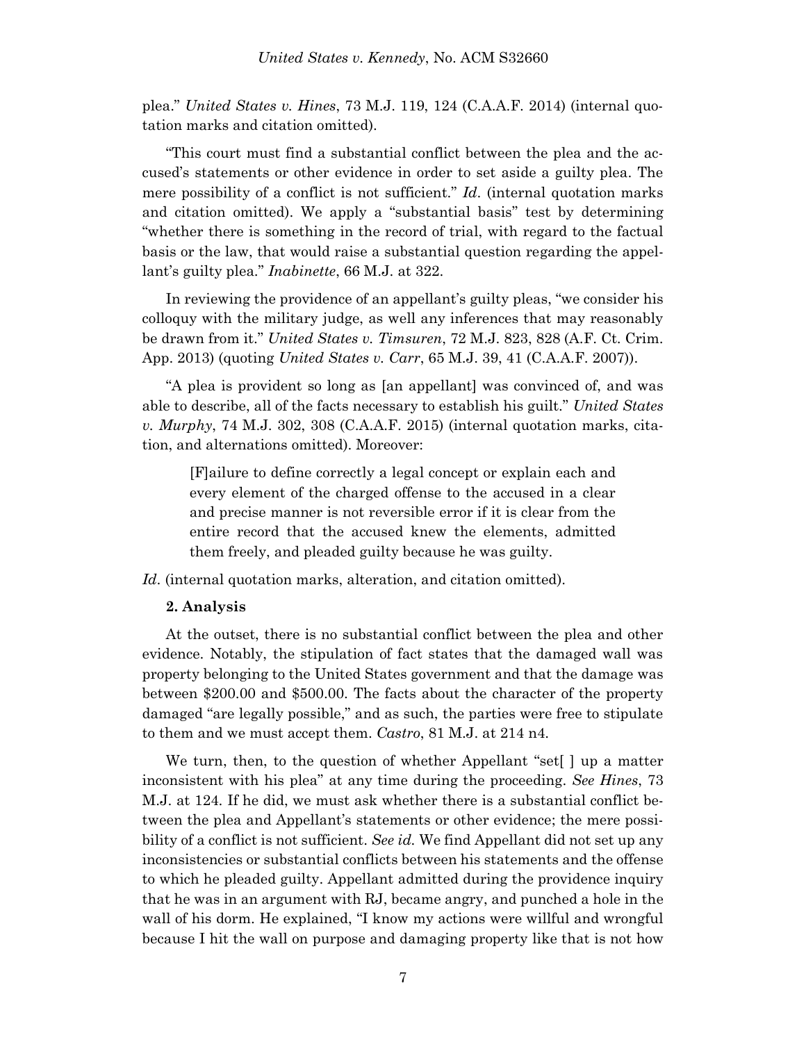plea." *United States v. Hines*, 73 M.J. 119, 124 (C.A.A.F. 2014) (internal quotation marks and citation omitted).

"This court must find a substantial conflict between the plea and the accused's statements or other evidence in order to set aside a guilty plea. The mere possibility of a conflict is not sufficient." *Id*. (internal quotation marks and citation omitted). We apply a "substantial basis" test by determining "whether there is something in the record of trial, with regard to the factual basis or the law, that would raise a substantial question regarding the appellant's guilty plea." *Inabinette*, 66 M.J. at 322.

In reviewing the providence of an appellant's guilty pleas, "we consider his colloquy with the military judge, as well any inferences that may reasonably be drawn from it." *United States v. Timsuren*, 72 M.J. 823, 828 (A.F. Ct. Crim. App. 2013) (quoting *United States v. Carr*, 65 M.J. 39, 41 (C.A.A.F. 2007)).

"A plea is provident so long as [an appellant] was convinced of, and was able to describe, all of the facts necessary to establish his guilt." *United States v. Murphy*, 74 M.J. 302, 308 (C.A.A.F. 2015) (internal quotation marks, citation, and alternations omitted). Moreover:

> [F]ailure to define correctly a legal concept or explain each and every element of the charged offense to the accused in a clear and precise manner is not reversible error if it is clear from the entire record that the accused knew the elements, admitted them freely, and pleaded guilty because he was guilty.

*Id*. (internal quotation marks, alteration, and citation omitted).

**2. Analysis**

At the outset, there is no substantial conflict between the plea and other evidence. Notably, the stipulation of fact states that the damaged wall was property belonging to the United States government and that the damage was between $200.00 and $500.00. The facts about the character of the property damaged "are legally possible," and as such, the parties were free to stipulate to them and we must accept them. *Castro*, 81 M.J. at 214 n4.

We turn, then, to the question of whether Appellant "set[ ] up a matter inconsistent with his plea" at any time during the proceeding. *See Hines*, 73 M.J. at 124. If he did, we must ask whether there is a substantial conflict between the plea and Appellant's statements or other evidence; the mere possibility of a conflict is not sufficient. *See id.* We find Appellant did not set up any inconsistencies or substantial conflicts between his statements and the offense to which he pleaded guilty. Appellant admitted during the providence inquiry that he was in an argument with RJ, became angry, and punched a hole in the wall of his dorm. He explained, "I know my actions were willful and wrongful because I hit the wall on purpose and damaging property like that is not how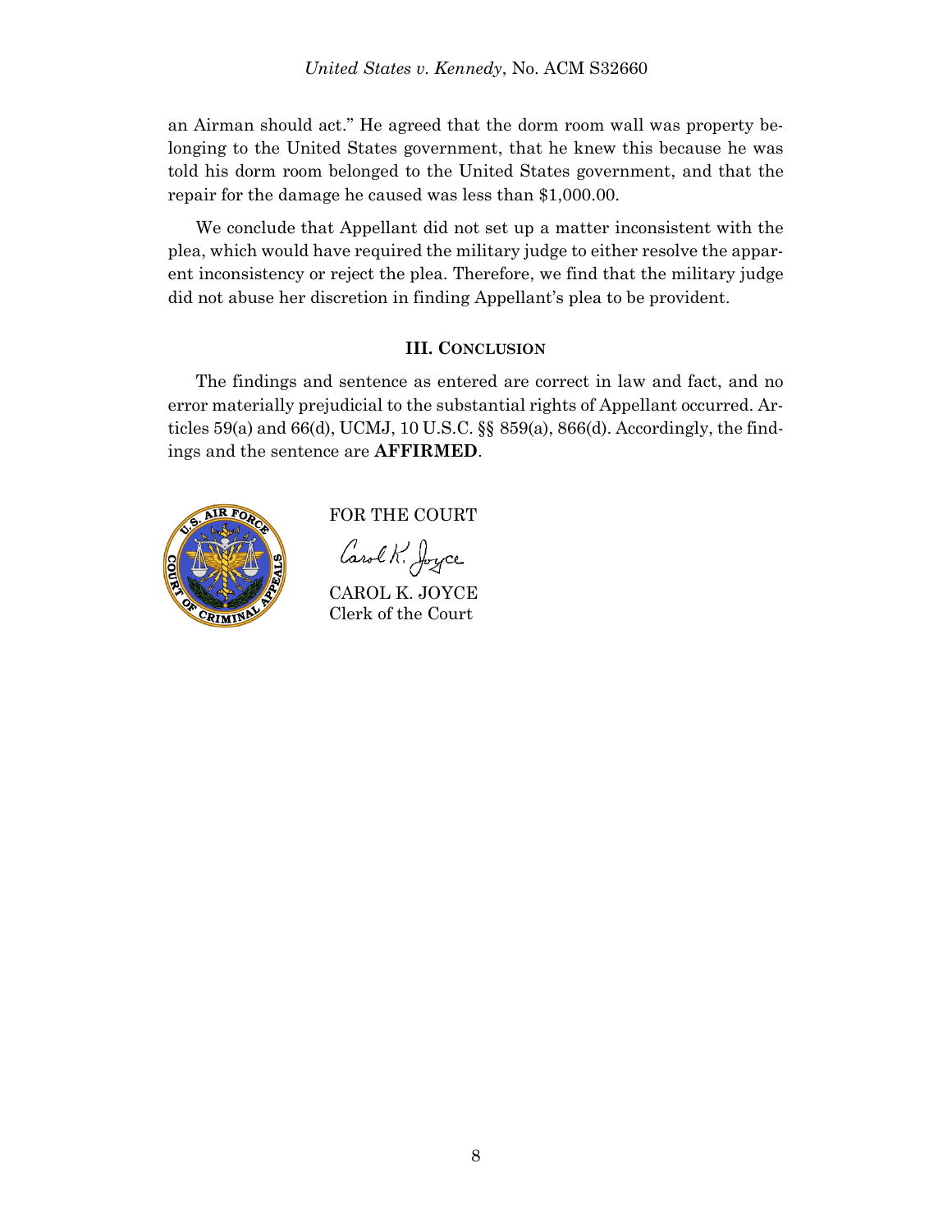an Airman should act." He agreed that the dorm room wall was property belonging to the United States government, that he knew this because he was told his dorm room belonged to the United States government, and that the repair for the damage he caused was less than $1,000.00.

We conclude that Appellant did not set up a matter inconsistent with the plea, which would have required the military judge to either resolve the apparent inconsistency or reject the plea. Therefore, we find that the military judge did not abuse her discretion in finding Appellant's plea to be provident.

## III. CONCLUSION

The findings and sentence as entered are correct in law and fact, and no error materially prejudicial to the substantial rights of Appellant occurred. Articles 59(a) and 66(d), UCMJ, 10 U.S.C. §§ 859(a), 866(d). Accordingly, the findings and the sentence are **AFFIRMED**.

FOR THE COURT

CAROL K. JOYCE
Clerk of the Court